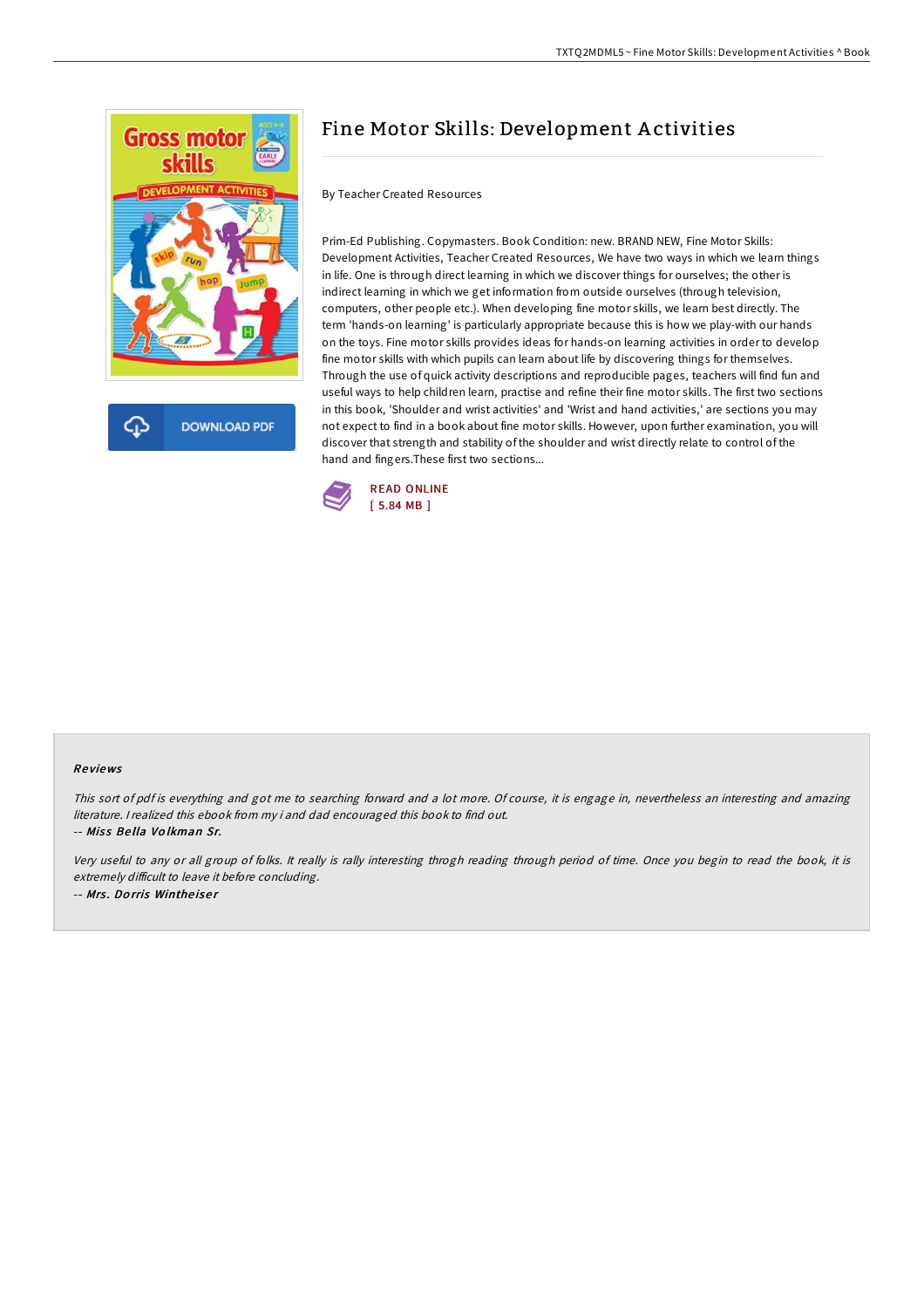# Fine Motor Skills: Development Activities

By Teacher Created Resources

Prim-Ed Publishing. Copymasters. Book Condition: new. BRAND NEW, Fine Motor Skills: Development Activities, Teacher Created Resources, We have two ways in which we learn things in life. One is through direct learning in which we discover things for ourselves; the other is indirect learning in which we get information from outside ourselves (through television, computers, other people etc.). When developing fine motor skills, we learn best directly. The term 'hands-on learning' is particularly appropriate because this is how we play-with our hands on the toys. Fine motor skills provides ideas for hands-on learning activities in order to develop fine motor skills with which pupils can learn about life by discovering things for themselves. Through the use of quick activity descriptions and reproducible pages, teachers will find fun and useful ways to help children learn, practise and refine their fine motor skills. The first two sections in this book, 'Shoulder and wrist activities' and 'Wrist and hand activities,' are sections you may not expect to find in a book about fine motor skills. However, upon further examination, you will discover that strength and stability of the shoulder and wrist directly relate to control of the hand and fingers.These first two sections...

DOWNLOAD PDF

READ ONLINE
[ 5.84 MB ]

### Reviews

*This sort of pdf is everything and got me to searching forward and a lot more. Of course, it is engage in, nevertheless an interesting and amazing literature. I realized this ebook from my i and dad encouraged this book to find out.*

-- ***Miss Bella Volkman Sr.***

*Very useful to any or all group of folks. It really is rally interesting throgh reading through period of time. Once you begin to read the book, it is extremely difficult to leave it before concluding.*

-- ***Mrs. Dorris Wintheiser***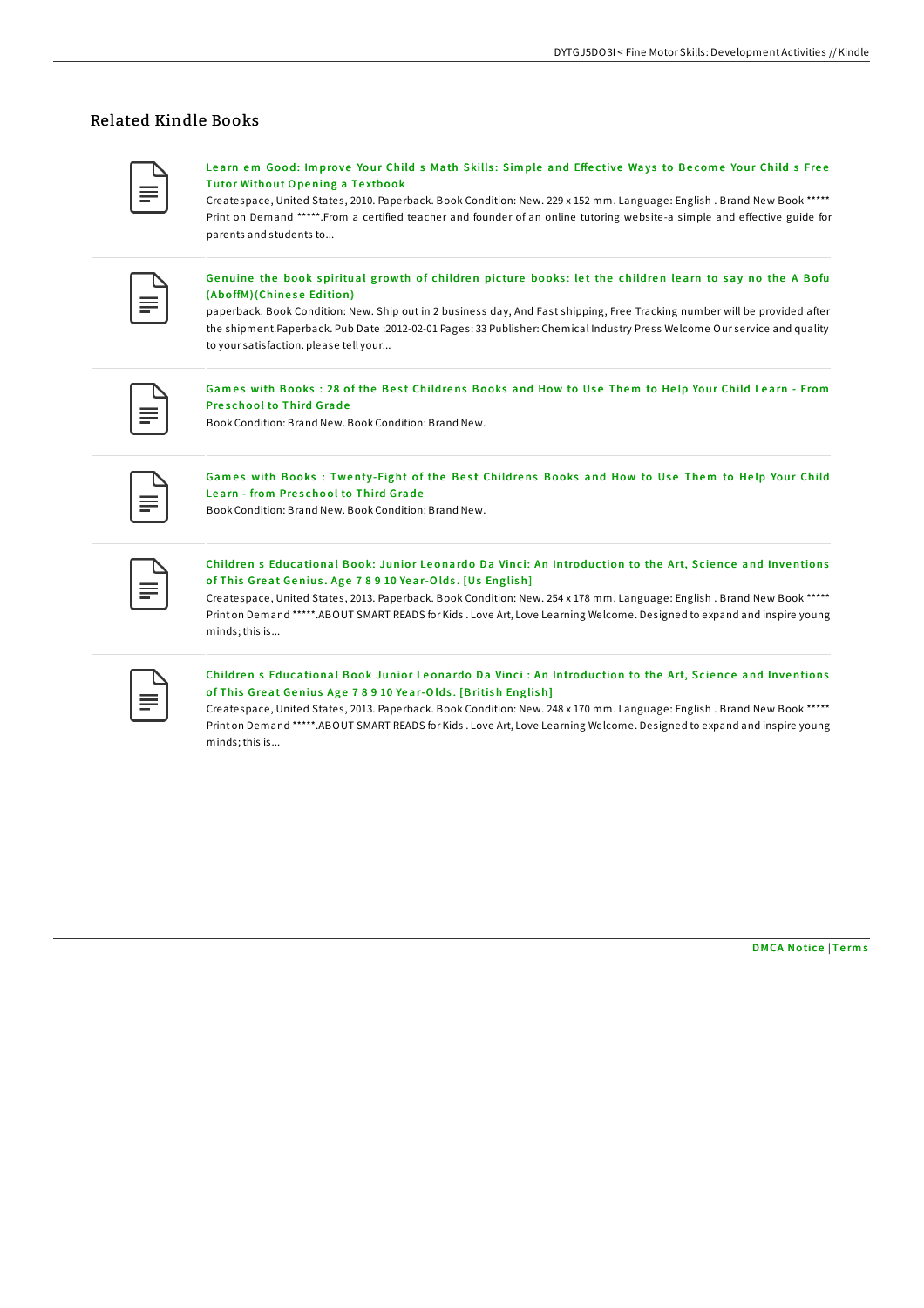## Related Kindle Books

**Learn em Good: Improve Your Child s Math Skills: Simple and Effective Ways to Become Your Child s Free Tutor Without Opening a Textbook**

Createspace, United States, 2010. Paperback. Book Condition: New. 229 x 152 mm. Language: English . Brand New Book ***** Print on Demand *****.From a certified teacher and founder of an online tutoring website-a simple and effective guide for parents and students to...

**Genuine the book spiritual growth of children picture books: let the children learn to say no the A Bofu (AboffM)(Chinese Edition)**

paperback. Book Condition: New. Ship out in 2 business day, And Fast shipping, Free Tracking number will be provided after the shipment.Paperback. Pub Date :2012-02-01 Pages: 33 Publisher: Chemical Industry Press Welcome Our service and quality to your satisfaction. please tell your...

**Games with Books : 28 of the Best Childrens Books and How to Use Them to Help Your Child Learn - From Preschool to Third Grade**

Book Condition: Brand New. Book Condition: Brand New.

**Games with Books : Twenty-Eight of the Best Childrens Books and How to Use Them to Help Your Child Learn - from Preschool to Third Grade**

Book Condition: Brand New. Book Condition: Brand New.

**Children s Educational Book: Junior Leonardo Da Vinci: An Introduction to the Art, Science and Inventions of This Great Genius. Age 7 8 9 10 Year-Olds. [Us English]**

Createspace, United States, 2013. Paperback. Book Condition: New. 254 x 178 mm. Language: English . Brand New Book ***** Print on Demand *****.ABOUT SMART READS for Kids . Love Art, Love Learning Welcome. Designed to expand and inspire young minds; this is...

**Children s Educational Book Junior Leonardo Da Vinci : An Introduction to the Art, Science and Inventions of This Great Genius Age 7 8 9 10 Year-Olds. [British English]**

Createspace, United States, 2013. Paperback. Book Condition: New. 248 x 170 mm. Language: English . Brand New Book ***** Print on Demand *****.ABOUT SMART READS for Kids . Love Art, Love Learning Welcome. Designed to expand and inspire young minds; this is...